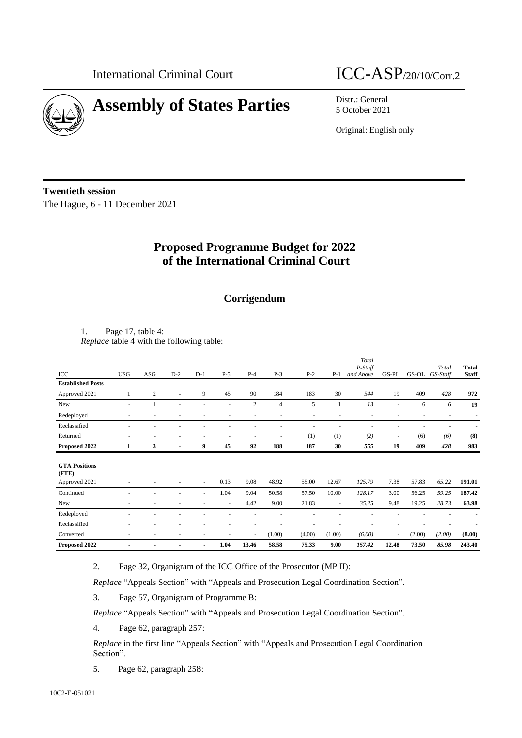International Criminal Court

ICC-ASP/20/10/Corr.2

# Assembly of States Parties

Distr.: General
5 October 2021

Original: English only

**Twentieth session**
The Hague, 6 - 11 December 2021

## Proposed Programme Budget for 2022 of the International Criminal Court

### Corrigendum

1. Page 17, table 4:
*Replace* table 4 with the following table:

| ICC | USG | ASG | D-2 | D-1 | P-5 | P-4 | P-3 | P-2 | P-1 | *Total P-Staff and Above* | GS-PL | GS-OL | *Total GS-Staff* | **Total Staff** |
|---|---|---|---|---|---|---|---|---|---|---|---|---|---|---|
| **Established Posts** | | | | | | | | | | | | | | |
| Approved 2021 | 1 | 2 | - | 9 | 45 | 90 | 184 | 183 | 30 | *544* | 19 | 409 | *428* | **972** |
| New | - | 1 | - | - | - | 2 | 4 | 5 | 1 | *13* | - | 6 | *6* | **19** |
| Redeployed | - | - | - | - | - | - | - | - | - | - | - | - | - | - |
| Reclassified | - | - | - | - | - | - | - | - | - | - | - | - | - | - |
| Returned | - | - | - | - | - | - | - | (1) | (1) | *(2)* | - | (6) | *(6)* | **(8)** |
| **Proposed 2022** | **1** | **3** | **-** | **9** | **45** | **92** | **188** | **187** | **30** | ***555*** | **19** | **409** | ***428*** | **983** |
| **GTA Positions (FTE)** | | | | | | | | | | | | | | |
| Approved 2021 | - | - | - | - | 0.13 | 9.08 | 48.92 | 55.00 | 12.67 | *125.79* | 7.38 | 57.83 | *65.22* | **191.01** |
| Continued | - | - | - | - | 1.04 | 9.04 | 50.58 | 57.50 | 10.00 | *128.17* | 3.00 | 56.25 | *59.25* | **187.42** |
| New | - | - | - | - | - | 4.42 | 9.00 | 21.83 | - | *35.25* | 9.48 | 19.25 | *28.73* | **63.98** |
| Redeployed | - | - | - | - | - | - | - | - | - | - | - | - | - | - |
| Reclassified | - | - | - | - | - | - | - | - | - | - | - | - | - | - |
| Converted | - | - | - | - | - | - | (1.00) | (4.00) | (1.00) | *(6.00)* | - | (2.00) | *(2.00)* | **(8.00)** |
| **Proposed 2022** | **-** | **-** | **-** | **-** | **1.04** | **13.46** | **58.58** | **75.33** | **9.00** | ***157.42*** | **12.48** | **73.50** | ***85.98*** | **243.40** |

2. Page 32, Organigram of the ICC Office of the Prosecutor (MP II):

*Replace* "Appeals Section" with "Appeals and Prosecution Legal Coordination Section".

3. Page 57, Organigram of Programme B:

*Replace* "Appeals Section" with "Appeals and Prosecution Legal Coordination Section".

4. Page 62, paragraph 257:

*Replace* in the first line "Appeals Section" with "Appeals and Prosecution Legal Coordination Section".

5. Page 62, paragraph 258:

10C2-E-051021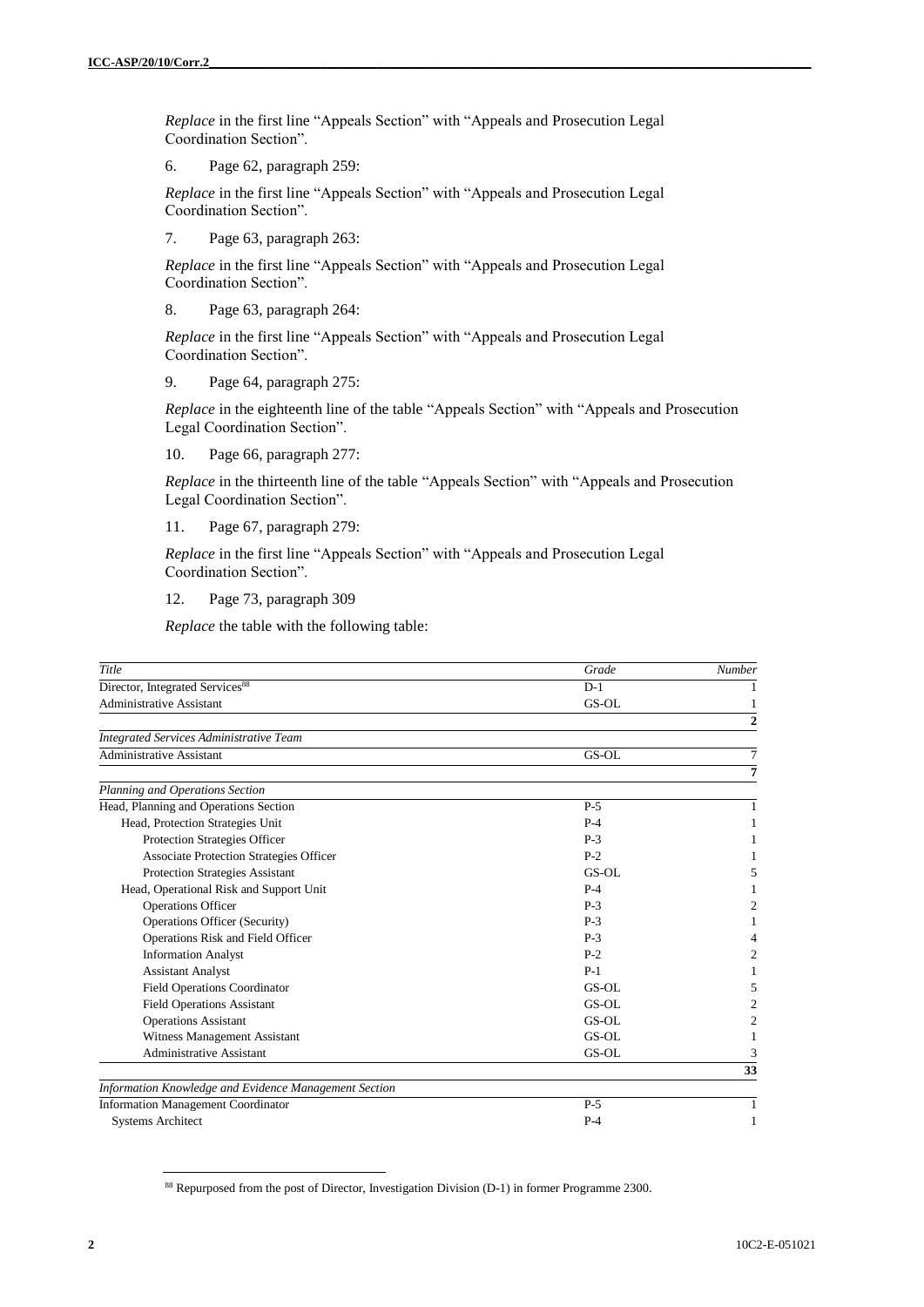*Replace* in the first line "Appeals Section" with "Appeals and Prosecution Legal Coordination Section".

6. Page 62, paragraph 259:

*Replace* in the first line "Appeals Section" with "Appeals and Prosecution Legal Coordination Section".

7. Page 63, paragraph 263:

*Replace* in the first line "Appeals Section" with "Appeals and Prosecution Legal Coordination Section".

8. Page 63, paragraph 264:

*Replace* in the first line "Appeals Section" with "Appeals and Prosecution Legal Coordination Section".

9. Page 64, paragraph 275:

*Replace* in the eighteenth line of the table "Appeals Section" with "Appeals and Prosecution Legal Coordination Section".

10. Page 66, paragraph 277:

*Replace* in the thirteenth line of the table "Appeals Section" with "Appeals and Prosecution Legal Coordination Section".

11. Page 67, paragraph 279:

*Replace* in the first line "Appeals Section" with "Appeals and Prosecution Legal Coordination Section".

12. Page 73, paragraph 309

*Replace* the table with the following table:

| *Title* | *Grade* | *Number* |
|---|---|---|
| Director, Integrated Services[88] | D-1 | 1 |
| Administrative Assistant | GS-OL | 1 |
| | | **2** |
| *Integrated Services Administrative Team* | | |
| Administrative Assistant | GS-OL | 7 |
| | | **7** |
| *Planning and Operations Section* | | |
| Head, Planning and Operations Section | P-5 | 1 |
| Head, Protection Strategies Unit | P-4 | 1 |
| Protection Strategies Officer | P-3 | 1 |
| Associate Protection Strategies Officer | P-2 | 1 |
| Protection Strategies Assistant | GS-OL | 5 |
| Head, Operational Risk and Support Unit | P-4 | 1 |
| Operations Officer | P-3 | 2 |
| Operations Officer (Security) | P-3 | 1 |
| Operations Risk and Field Officer | P-3 | 4 |
| Information Analyst | P-2 | 2 |
| Assistant Analyst | P-1 | 1 |
| Field Operations Coordinator | GS-OL | 5 |
| Field Operations Assistant | GS-OL | 2 |
| Operations Assistant | GS-OL | 2 |
| Witness Management Assistant | GS-OL | 1 |
| Administrative Assistant | GS-OL | 3 |
| | | **33** |
| *Information Knowledge and Evidence Management Section* | | |
| Information Management Coordinator | P-5 | 1 |
| Systems Architect | P-4 | 1 |

[88] Repurposed from the post of Director, Investigation Division (D-1) in former Programme 2300.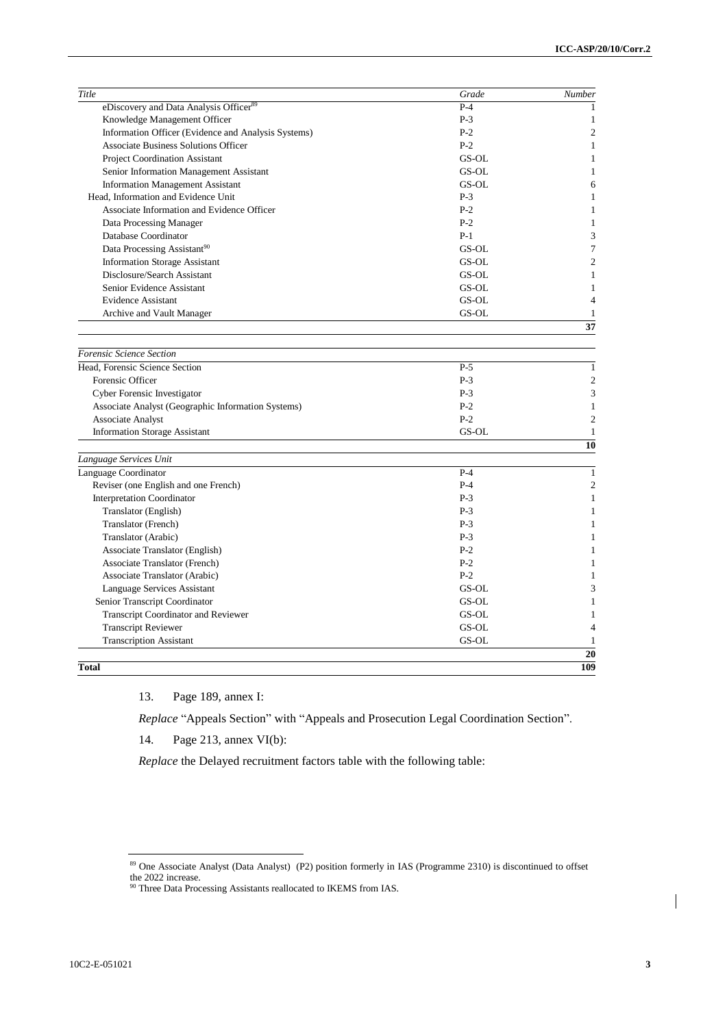| Title | Grade | Number |
| --- | --- | --- |
| eDiscovery and Data Analysis Officer[89] | P-4 | 1 |
| Knowledge Management Officer | P-3 | 1 |
| Information Officer (Evidence and Analysis Systems) | P-2 | 2 |
| Associate Business Solutions Officer | P-2 | 1 |
| Project Coordination Assistant | GS-OL | 1 |
| Senior Information Management Assistant | GS-OL | 1 |
| Information Management Assistant | GS-OL | 6 |
| Head, Information and Evidence Unit | P-3 | 1 |
| Associate Information and Evidence Officer | P-2 | 1 |
| Data Processing Manager | P-2 | 1 |
| Database Coordinator | P-1 | 3 |
| Data Processing Assistant[90] | GS-OL | 7 |
| Information Storage Assistant | GS-OL | 2 |
| Disclosure/Search Assistant | GS-OL | 1 |
| Senior Evidence Assistant | GS-OL | 1 |
| Evidence Assistant | GS-OL | 4 |
| Archive and Vault Manager | GS-OL | 1 |
| | | **37** |
| *Forensic Science Section* | | |
| Head, Forensic Science Section | P-5 | 1 |
| Forensic Officer | P-3 | 2 |
| Cyber Forensic Investigator | P-3 | 3 |
| Associate Analyst (Geographic Information Systems) | P-2 | 1 |
| Associate Analyst | P-2 | 2 |
| Information Storage Assistant | GS-OL | 1 |
| | | **10** |
| *Language Services Unit* | | |
| Language Coordinator | P-4 | 1 |
| Reviser (one English and one French) | P-4 | 2 |
| Interpretation Coordinator | P-3 | 1 |
| Translator (English) | P-3 | 1 |
| Translator (French) | P-3 | 1 |
| Translator (Arabic) | P-3 | 1 |
| Associate Translator (English) | P-2 | 1 |
| Associate Translator (French) | P-2 | 1 |
| Associate Translator (Arabic) | P-2 | 1 |
| Language Services Assistant | GS-OL | 3 |
| Senior Transcript Coordinator | GS-OL | 1 |
| Transcript Coordinator and Reviewer | GS-OL | 1 |
| Transcript Reviewer | GS-OL | 4 |
| Transcription Assistant | GS-OL | 1 |
| | | **20** |
| **Total** | | **109** |

13. Page 189, annex I:

*Replace* "Appeals Section" with "Appeals and Prosecution Legal Coordination Section".

14. Page 213, annex VI(b):

*Replace* the Delayed recruitment factors table with the following table:

[89] One Associate Analyst (Data Analyst) (P2) position formerly in IAS (Programme 2310) is discontinued to offset the 2022 increase.

[90] Three Data Processing Assistants reallocated to IKEMS from IAS.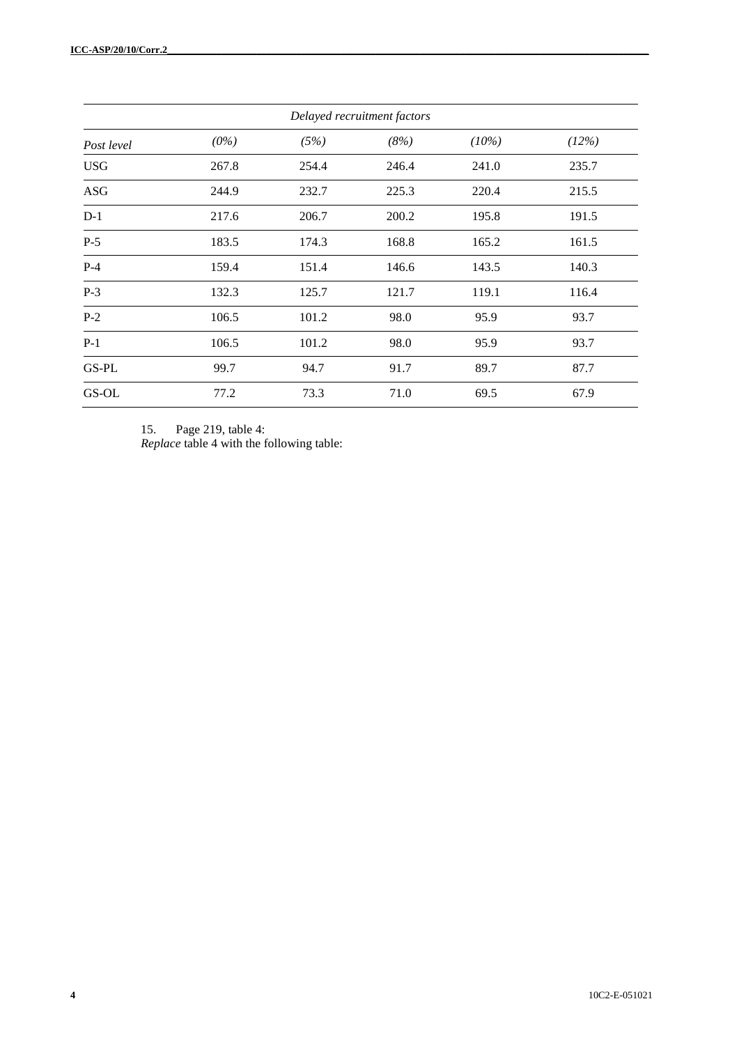| | *Delayed recruitment factors* | | | | |
|---|---|---|---|---|---|
| *Post level* | *(0%)* | *(5%)* | *(8%)* | *(10%)* | *(12%)* |
| USG | 267.8 | 254.4 | 246.4 | 241.0 | 235.7 |
| ASG | 244.9 | 232.7 | 225.3 | 220.4 | 215.5 |
| D-1 | 217.6 | 206.7 | 200.2 | 195.8 | 191.5 |
| P-5 | 183.5 | 174.3 | 168.8 | 165.2 | 161.5 |
| P-4 | 159.4 | 151.4 | 146.6 | 143.5 | 140.3 |
| P-3 | 132.3 | 125.7 | 121.7 | 119.1 | 116.4 |
| P-2 | 106.5 | 101.2 | 98.0 | 95.9 | 93.7 |
| P-1 | 106.5 | 101.2 | 98.0 | 95.9 | 93.7 |
| GS-PL | 99.7 | 94.7 | 91.7 | 89.7 | 87.7 |
| GS-OL | 77.2 | 73.3 | 71.0 | 69.5 | 67.9 |

15. Page 219, table 4:
*Replace* table 4 with the following table: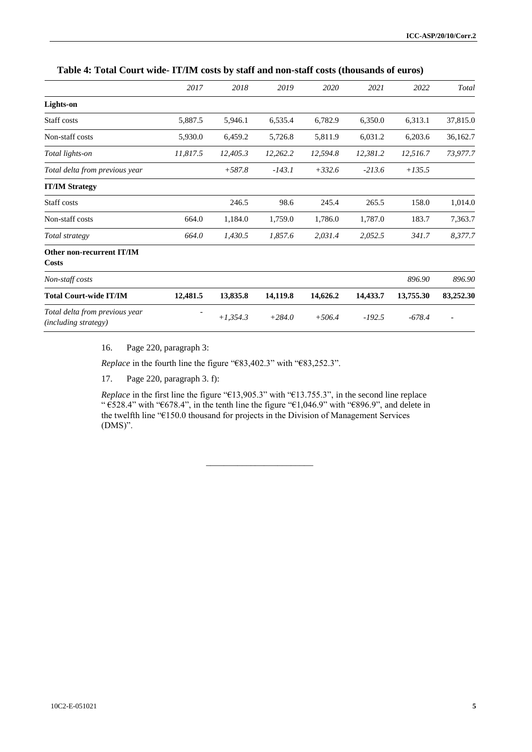**Table 4: Total Court wide- IT/IM costs by staff and non-staff costs (thousands of euros)**

| | *2017* | *2018* | *2019* | *2020* | *2021* | *2022* | *Total* |
|---|---|---|---|---|---|---|---|
| **Lights-on** | | | | | | | |
| Staff costs | 5,887.5 | 5,946.1 | 6,535.4 | 6,782.9 | 6,350.0 | 6,313.1 | 37,815.0 |
| Non-staff costs | 5,930.0 | 6,459.2 | 5,726.8 | 5,811.9 | 6,031.2 | 6,203.6 | 36,162.7 |
| *Total lights-on* | *11,817.5* | *12,405.3* | *12,262.2* | *12,594.8* | *12,381.2* | *12,516.7* | *73,977.7* |
| *Total delta from previous year* | | *+587.8* | *-143.1* | *+332.6* | *-213.6* | *+135.5* | |
| **IT/IM Strategy** | | | | | | | |
| Staff costs | | 246.5 | 98.6 | 245.4 | 265.5 | 158.0 | 1,014.0 |
| Non-staff costs | 664.0 | 1,184.0 | 1,759.0 | 1,786.0 | 1,787.0 | 183.7 | 7,363.7 |
| *Total strategy* | *664.0* | *1,430.5* | *1,857.6* | *2,031.4* | *2,052.5* | *341.7* | *8,377.7* |
| **Other non-recurrent IT/IM Costs** | | | | | | | |
| *Non-staff costs* | | | | | | *896.90* | *896.90* |
| **Total Court-wide IT/IM** | **12,481.5** | **13,835.8** | **14,119.8** | **14,626.2** | **14,433.7** | **13,755.30** | **83,252.30** |
| *Total delta from previous year (including strategy)* | - | *+1,354.3* | *+284.0* | *+506.4* | *-192.5* | *-678.4* | - |

16. Page 220, paragraph 3:

*Replace* in the fourth line the figure "€83,402.3" with "€83,252.3".

17. Page 220, paragraph 3. f):

*Replace* in the first line the figure "€13,905.3" with "€13.755.3", in the second line replace " €528.4" with "€678.4", in the tenth line the figure "€1,046.9" with "€896.9", and delete in the twelfth line "€150.0 thousand for projects in the Division of Management Services (DMS)".

\_\_\_\_\_\_\_\_\_\_\_\_\_\_\_\_\_\_\_\_\_\_\_\_